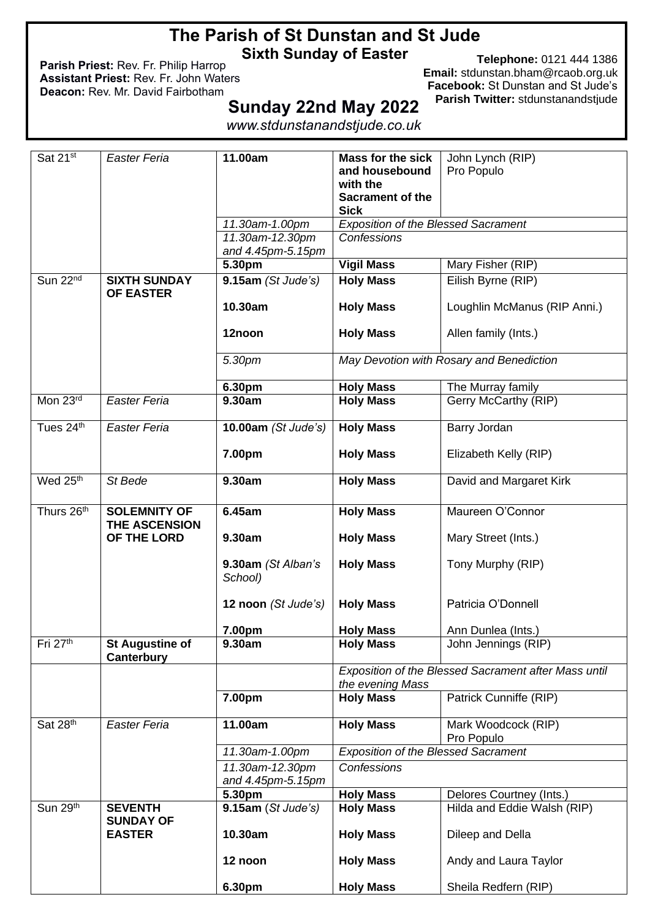# The Parish of St Dunstan and St Jude

## Sixth Sunday of Easter

**Parish Priest:** Rev. Fr. Philip Harrop
**Assistant Priest:** Rev. Fr. John Waters
**Deacon:** Rev. Mr. David Fairbotham

**Telephone:** 0121 444 1386
**Email:** stdunstan.bham@rcaob.org.uk
**Facebook:** St Dunstan and St Jude's
**Parish Twitter:** stdunstanandstjude

## Sunday 22nd May 2022

*www.stdunstanandstjude.co.uk*

| Day | Feast | Time | Service | Intention |
|---|---|---|---|---|
| Sat 21st | *Easter Feria* | **11.00am** | **Mass for the sick and housebound with the Sacrament of the Sick** | John Lynch (RIP) Pro Populo |
| | | *11.30am-1.00pm* | *Exposition of the Blessed Sacrament* | |
| | | *11.30am-12.30pm and 4.45pm-5.15pm* | *Confessions* | |
| | | **5.30pm** | **Vigil Mass** | Mary Fisher (RIP) |
| Sun 22nd | **SIXTH SUNDAY OF EASTER** | **9.15am** *(St Jude's)* | **Holy Mass** | Eilish Byrne (RIP) |
| | | **10.30am** | **Holy Mass** | Loughlin McManus (RIP Anni.) |
| | | **12noon** | **Holy Mass** | Allen family (Ints.) |
| | | *5.30pm* | *May Devotion with Rosary and Benediction* | |
| | | **6.30pm** | **Holy Mass** | The Murray family |
| Mon 23rd | *Easter Feria* | **9.30am** | **Holy Mass** | Gerry McCarthy (RIP) |
| Tues 24th | *Easter Feria* | **10.00am** *(St Jude's)* | **Holy Mass** | Barry Jordan |
| | | **7.00pm** | **Holy Mass** | Elizabeth Kelly (RIP) |
| Wed 25th | *St Bede* | **9.30am** | **Holy Mass** | David and Margaret Kirk |
| Thurs 26th | **SOLEMNITY OF THE ASCENSION OF THE LORD** | **6.45am** | **Holy Mass** | Maureen O'Connor |
| | | **9.30am** | **Holy Mass** | Mary Street (Ints.) |
| | | **9.30am** *(St Alban's School)* | **Holy Mass** | Tony Murphy (RIP) |
| | | **12 noon** *(St Jude's)* | **Holy Mass** | Patricia O'Donnell |
| | | **7.00pm** | **Holy Mass** | Ann Dunlea (Ints.) |
| Fri 27th | **St Augustine of Canterbury** | **9.30am** | **Holy Mass** | John Jennings (RIP) |
| | | | *Exposition of the Blessed Sacrament after Mass until the evening Mass* | |
| | | **7.00pm** | **Holy Mass** | Patrick Cunniffe (RIP) |
| Sat 28th | *Easter Feria* | **11.00am** | **Holy Mass** | Mark Woodcock (RIP) Pro Populo |
| | | *11.30am-1.00pm* | *Exposition of the Blessed Sacrament* | |
| | | *11.30am-12.30pm and 4.45pm-5.15pm* | *Confessions* | |
| | | **5.30pm** | **Holy Mass** | Delores Courtney (Ints.) |
| Sun 29th | **SEVENTH SUNDAY OF EASTER** | **9.15am** (*St Jude's)* | **Holy Mass** | Hilda and Eddie Walsh (RIP) |
| | | **10.30am** | **Holy Mass** | Dileep and Della |
| | | **12 noon** | **Holy Mass** | Andy and Laura Taylor |
| | | **6.30pm** | **Holy Mass** | Sheila Redfern (RIP) |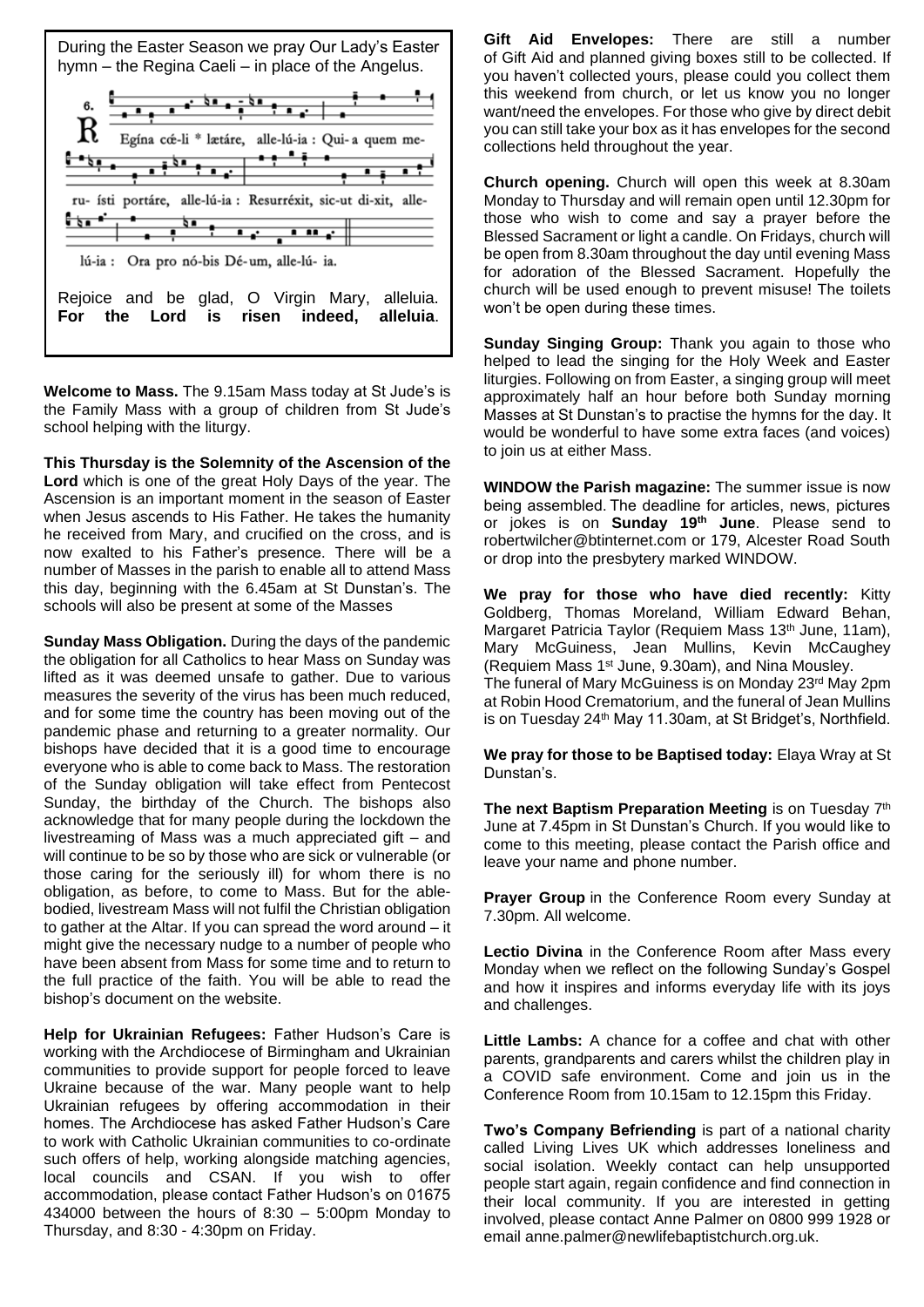During the Easter Season we pray Our Lady's Easter hymn – the Regina Caeli – in place of the Angelus.

6. Regína cǽ-li * lætáre, alle-lú-ia : Qui- a quem me- ru- ísti portáre, alle-lú-ia : Resurréxit, sic-ut di-xit, alle- lú-ia : Ora pro nó-bis Dé-um, alle-lú- ia.

Rejoice and be glad, O Virgin Mary, alleluia. **For the Lord is risen indeed, alleluia**.

**Welcome to Mass.** The 9.15am Mass today at St Jude's is the Family Mass with a group of children from St Jude's school helping with the liturgy.

**This Thursday is the Solemnity of the Ascension of the Lord** which is one of the great Holy Days of the year. The Ascension is an important moment in the season of Easter when Jesus ascends to His Father. He takes the humanity he received from Mary, and crucified on the cross, and is now exalted to his Father's presence. There will be a number of Masses in the parish to enable all to attend Mass this day, beginning with the 6.45am at St Dunstan's. The schools will also be present at some of the Masses

**Sunday Mass Obligation.** During the days of the pandemic the obligation for all Catholics to hear Mass on Sunday was lifted as it was deemed unsafe to gather. Due to various measures the severity of the virus has been much reduced, and for some time the country has been moving out of the pandemic phase and returning to a greater normality. Our bishops have decided that it is a good time to encourage everyone who is able to come back to Mass. The restoration of the Sunday obligation will take effect from Pentecost Sunday, the birthday of the Church. The bishops also acknowledge that for many people during the lockdown the livestreaming of Mass was a much appreciated gift – and will continue to be so by those who are sick or vulnerable (or those caring for the seriously ill) for whom there is no obligation, as before, to come to Mass. But for the able-bodied, livestream Mass will not fulfil the Christian obligation to gather at the Altar. If you can spread the word around – it might give the necessary nudge to a number of people who have been absent from Mass for some time and to return to the full practice of the faith. You will be able to read the bishop's document on the website.

**Help for Ukrainian Refugees:** Father Hudson's Care is working with the Archdiocese of Birmingham and Ukrainian communities to provide support for people forced to leave Ukraine because of the war. Many people want to help Ukrainian refugees by offering accommodation in their homes. The Archdiocese has asked Father Hudson's Care to work with Catholic Ukrainian communities to co-ordinate such offers of help, working alongside matching agencies, local councils and CSAN. If you wish to offer accommodation, please contact Father Hudson's on 01675 434000 between the hours of 8:30 – 5:00pm Monday to Thursday, and 8:30 - 4:30pm on Friday.

**Gift Aid Envelopes:** There are still a number of Gift Aid and planned giving boxes still to be collected. If you haven't collected yours, please could you collect them this weekend from church, or let us know you no longer want/need the envelopes. For those who give by direct debit you can still take your box as it has envelopes for the second collections held throughout the year.

**Church opening.** Church will open this week at 8.30am Monday to Thursday and will remain open until 12.30pm for those who wish to come and say a prayer before the Blessed Sacrament or light a candle. On Fridays, church will be open from 8.30am throughout the day until evening Mass for adoration of the Blessed Sacrament. Hopefully the church will be used enough to prevent misuse! The toilets won't be open during these times.

**Sunday Singing Group:** Thank you again to those who helped to lead the singing for the Holy Week and Easter liturgies. Following on from Easter, a singing group will meet approximately half an hour before both Sunday morning Masses at St Dunstan's to practise the hymns for the day. It would be wonderful to have some extra faces (and voices) to join us at either Mass.

**WINDOW the Parish magazine:** The summer issue is now being assembled. The deadline for articles, news, pictures or jokes is on **Sunday 19th June**. Please send to robertwilcher@btinternet.com or 179, Alcester Road South or drop into the presbytery marked WINDOW.

**We pray for those who have died recently:** Kitty Goldberg, Thomas Moreland, William Edward Behan, Margaret Patricia Taylor (Requiem Mass 13th June, 11am), Mary McGuiness, Jean Mullins, Kevin McCaughey (Requiem Mass 1st June, 9.30am), and Nina Mousley. The funeral of Mary McGuiness is on Monday 23rd May 2pm at Robin Hood Crematorium, and the funeral of Jean Mullins is on Tuesday 24th May 11.30am, at St Bridget's, Northfield.

**We pray for those to be Baptised today:** Elaya Wray at St Dunstan's.

**The next Baptism Preparation Meeting** is on Tuesday 7th June at 7.45pm in St Dunstan's Church. If you would like to come to this meeting, please contact the Parish office and leave your name and phone number.

**Prayer Group** in the Conference Room every Sunday at 7.30pm. All welcome.

**Lectio Divina** in the Conference Room after Mass every Monday when we reflect on the following Sunday's Gospel and how it inspires and informs everyday life with its joys and challenges.

**Little Lambs:** A chance for a coffee and chat with other parents, grandparents and carers whilst the children play in a COVID safe environment. Come and join us in the Conference Room from 10.15am to 12.15pm this Friday.

**Two's Company Befriending** is part of a national charity called Living Lives UK which addresses loneliness and social isolation. Weekly contact can help unsupported people start again, regain confidence and find connection in their local community. If you are interested in getting involved, please contact Anne Palmer on 0800 999 1928 or email anne.palmer@newlifebaptistchurch.org.uk.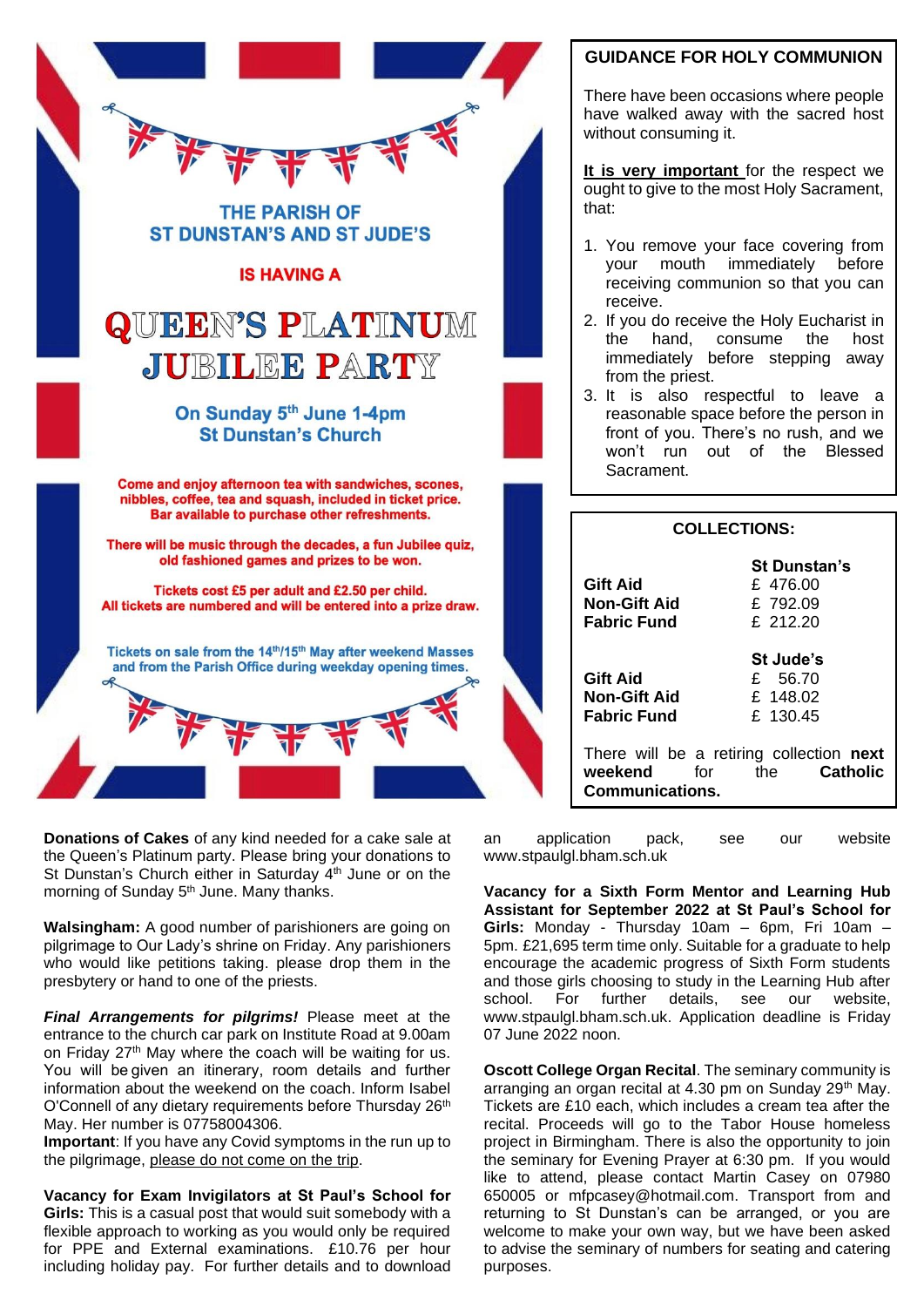THE PARISH OF
ST DUNSTAN'S AND ST JUDE'S

IS HAVING A

# QUEEN'S PLATINUM JUBILEE PARTY

**On Sunday 5th June 1-4pm**
**St Dunstan's Church**

Come and enjoy afternoon tea with sandwiches, scones, nibbles, coffee, tea and squash, included in ticket price. Bar available to purchase other refreshments.

There will be music through the decades, a fun Jubilee quiz, old fashioned games and prizes to be won.

Tickets cost £5 per adult and £2.50 per child.
All tickets are numbered and will be entered into a prize draw.

Tickets on sale from the 14th/15th May after weekend Masses and from the Parish Office during weekday opening times.

## GUIDANCE FOR HOLY COMMUNION

There have been occasions where people have walked away with the sacred host without consuming it.

**It is very important** for the respect we ought to give to the most Holy Sacrament, that:

1. You remove your face covering from your mouth immediately before receiving communion so that you can receive.
2. If you do receive the Holy Eucharist in the hand, consume the host immediately before stepping away from the priest.
3. It is also respectful to leave a reasonable space before the person in front of you. There's no rush, and we won't run out of the Blessed Sacrament.

## COLLECTIONS:

| | St Dunstan's |
|---|---|
| **Gift Aid** | £ 476.00 |
| **Non-Gift Aid** | £ 792.09 |
| **Fabric Fund** | £ 212.20 |

| | St Jude's |
|---|---|
| **Gift Aid** | £ 56.70 |
| **Non-Gift Aid** | £ 148.02 |
| **Fabric Fund** | £ 130.45 |

There will be a retiring collection **next weekend** for the **Catholic Communications.**

**Donations of Cakes** of any kind needed for a cake sale at the Queen's Platinum party. Please bring your donations to St Dunstan's Church either in Saturday 4th June or on the morning of Sunday 5th June. Many thanks.

**Walsingham:** A good number of parishioners are going on pilgrimage to Our Lady's shrine on Friday. Any parishioners who would like petitions taking. please drop them in the presbytery or hand to one of the priests.

***Final Arrangements for pilgrims!*** Please meet at the entrance to the church car park on Institute Road at 9.00am on Friday 27th May where the coach will be waiting for us. You will be given an itinerary, room details and further information about the weekend on the coach. Inform Isabel O'Connell of any dietary requirements before Thursday 26th May. Her number is 07758004306.
**Important**: If you have any Covid symptoms in the run up to the pilgrimage, please do not come on the trip.

**Vacancy for Exam Invigilators at St Paul's School for Girls:** This is a casual post that would suit somebody with a flexible approach to working as you would only be required for PPE and External examinations. £10.76 per hour including holiday pay. For further details and to download an application pack, see our website www.stpaulgl.bham.sch.uk

**Vacancy for a Sixth Form Mentor and Learning Hub Assistant for September 2022 at St Paul's School for Girls:** Monday - Thursday 10am – 6pm, Fri 10am – 5pm. £21,695 term time only. Suitable for a graduate to help encourage the academic progress of Sixth Form students and those girls choosing to study in the Learning Hub after school. For further details, see our website, www.stpaulgl.bham.sch.uk. Application deadline is Friday 07 June 2022 noon.

**Oscott College Organ Recital**. The seminary community is arranging an organ recital at 4.30 pm on Sunday 29th May. Tickets are £10 each, which includes a cream tea after the recital. Proceeds will go to the Tabor House homeless project in Birmingham. There is also the opportunity to join the seminary for Evening Prayer at 6:30 pm. If you would like to attend, please contact Martin Casey on 07980 650005 or mfpcasey@hotmail.com. Transport from and returning to St Dunstan's can be arranged, or you are welcome to make your own way, but we have been asked to advise the seminary of numbers for seating and catering purposes.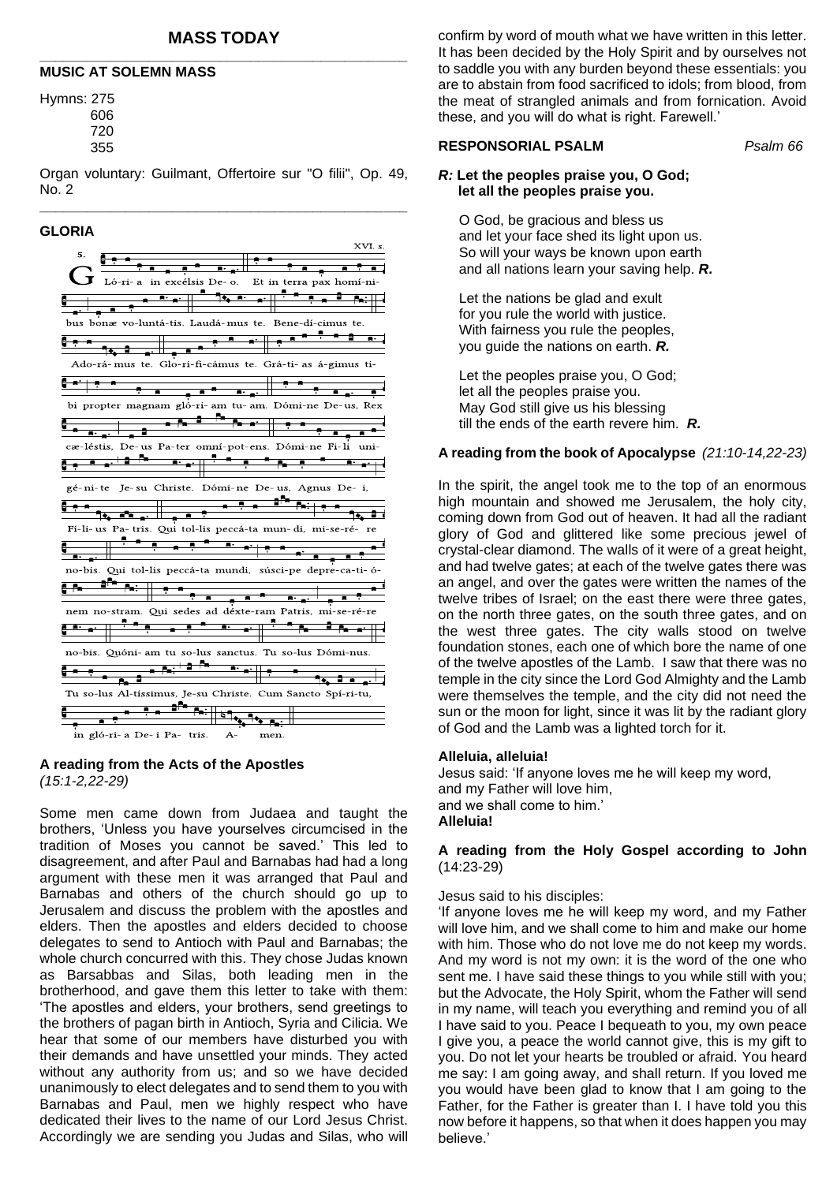## MASS TODAY

### MUSIC AT SOLEMN MASS

Hymns: 275
606
720
355

Organ voluntary: Guilmant, Offertoire sur "O filii", Op. 49, No. 2

### GLORIA

XVI. s.

5.

Glória in excélsis Deo. Et in terra pax homínibus bonæ voluntátis. Laudámus te. Benedícimus te. Adorámus te. Glorificámus te. Grátias ágimus tibi propter magnam glóriam tuam. Dómine Deus, Rex cæléstis, Deus Pater omnípotens. Dómine Fili unigénite Jesu Christe. Dómine Deus, Agnus Dei, Fílius Patris. Qui tollis peccáta mundi, miserére nobis. Qui tollis peccáta mundi, súscipe deprecatiónem nostram. Qui sedes ad déxteram Patris, miserére nobis. Quóniam tu solus sanctus. Tu solus Dóminus. Tu solus Altíssimus, Jesu Christe. Cum Sancto Spíritu, in glória Dei Patris. Amen.

### A reading from the Acts of the Apostles
*(15:1-2,22-29)*

Some men came down from Judaea and taught the brothers, 'Unless you have yourselves circumcised in the tradition of Moses you cannot be saved.' This led to disagreement, and after Paul and Barnabas had had a long argument with these men it was arranged that Paul and Barnabas and others of the church should go up to Jerusalem and discuss the problem with the apostles and elders. Then the apostles and elders decided to choose delegates to send to Antioch with Paul and Barnabas; the whole church concurred with this. They chose Judas known as Barsabbas and Silas, both leading men in the brotherhood, and gave them this letter to take with them: 'The apostles and elders, your brothers, send greetings to the brothers of pagan birth in Antioch, Syria and Cilicia. We hear that some of our members have disturbed you with their demands and have unsettled your minds. They acted without any authority from us; and so we have decided unanimously to elect delegates and to send them to you with Barnabas and Paul, men we highly respect who have dedicated their lives to the name of our Lord Jesus Christ. Accordingly we are sending you Judas and Silas, who will confirm by word of mouth what we have written in this letter. It has been decided by the Holy Spirit and by ourselves not to saddle you with any burden beyond these essentials: you are to abstain from food sacrificed to idols; from blood, from the meat of strangled animals and from fornication. Avoid these, and you will do what is right. Farewell.'

### RESPONSORIAL PSALM *Psalm 66*

***R:*** **Let the peoples praise you, O God;
let all the peoples praise you.**

O God, be gracious and bless us
and let your face shed its light upon us.
So will your ways be known upon earth
and all nations learn your saving help. ***R.***

Let the nations be glad and exult
for you rule the world with justice.
With fairness you rule the peoples,
you guide the nations on earth. ***R.***

Let the peoples praise you, O God;
let all the peoples praise you.
May God still give us his blessing
till the ends of the earth revere him. ***R.***

### A reading from the book of Apocalypse *(21:10-14,22-23)*

In the spirit, the angel took me to the top of an enormous high mountain and showed me Jerusalem, the holy city, coming down from God out of heaven. It had all the radiant glory of God and glittered like some precious jewel of crystal-clear diamond. The walls of it were of a great height, and had twelve gates; at each of the twelve gates there was an angel, and over the gates were written the names of the twelve tribes of Israel; on the east there were three gates, on the north three gates, on the south three gates, and on the west three gates. The city walls stood on twelve foundation stones, each one of which bore the name of one of the twelve apostles of the Lamb. I saw that there was no temple in the city since the Lord God Almighty and the Lamb were themselves the temple, and the city did not need the sun or the moon for light, since it was lit by the radiant glory of God and the Lamb was a lighted torch for it.

**Alleluia, alleluia!**
Jesus said: 'If anyone loves me he will keep my word,
and my Father will love him,
and we shall come to him.'
**Alleluia!**

### A reading from the Holy Gospel according to John (14:23-29)

Jesus said to his disciples:
'If anyone loves me he will keep my word, and my Father will love him, and we shall come to him and make our home with him. Those who do not love me do not keep my words. And my word is not my own: it is the word of the one who sent me. I have said these things to you while still with you; but the Advocate, the Holy Spirit, whom the Father will send in my name, will teach you everything and remind you of all I have said to you. Peace I bequeath to you, my own peace I give you, a peace the world cannot give, this is my gift to you. Do not let your hearts be troubled or afraid. You heard me say: I am going away, and shall return. If you loved me you would have been glad to know that I am going to the Father, for the Father is greater than I. I have told you this now before it happens, so that when it does happen you may believe.'